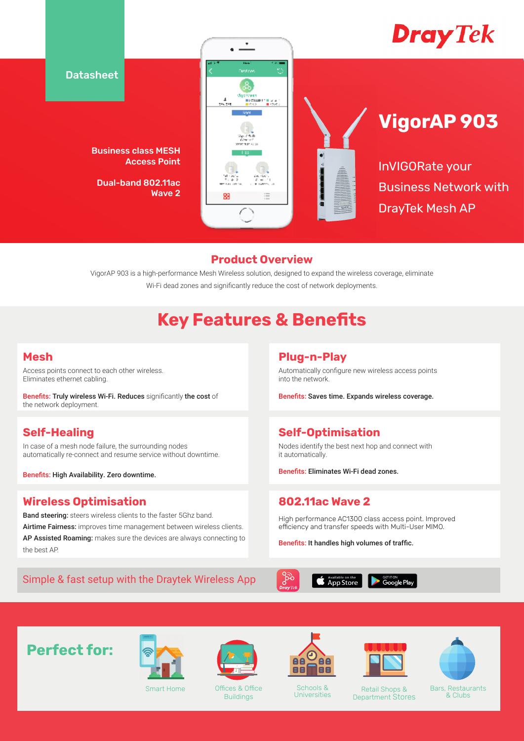Datasheet

DrayTek

Business class MESH Access Point

Dual-band 802.11ac Wave 2

# VigorAP 903

InVIGORate your Business Network with DrayTek Mesh AP

## Product Overview

VigorAP 903 is a high-performance Mesh Wireless solution, designed to expand the wireless coverage, eliminate Wi-Fi dead zones and significantly reduce the cost of network deployments.

## Key Features & Benefits

### Mesh

Access points connect to each other wireless.
Eliminates ethernet cabling.

Benefits: **Truly wireless Wi-Fi. Reduces** significantly **the cost** of the network deployment.

### Plug-n-Play

Automatically configure new wireless access points into the network.

Benefits: **Saves time. Expands wireless coverage.**

### Self-Healing

In case of a mesh node failure, the surrounding nodes automatically re-connect and resume service without downtime.

Benefits: **High Availability. Zero downtime.**

### Self-Optimisation

Nodes identify the best next hop and connect with it automatically.

Benefits: **Eliminates Wi-Fi dead zones.**

### Wireless Optimisation

**Band steering:** steers wireless clients to the faster 5Ghz band.
**Airtime Fairness:** improves time management between wireless clients.
**AP Assisted Roaming:** makes sure the devices are always connecting to the best AP.

### 802.11ac Wave 2

High performance AC1300 class access point. Improved efficiency and transfer speeds with Multi-User MIMO.

Benefits: **It handles high volumes of traffic.**

Simple & fast setup with the Draytek Wireless App

Available on the App Store | GET IT ON Google Play

## Perfect for:

- Smart Home
- Offices & Office Buildings
- Schools & Universities
- Retail Shops & Department Stores
- Bars, Restaurants & Clubs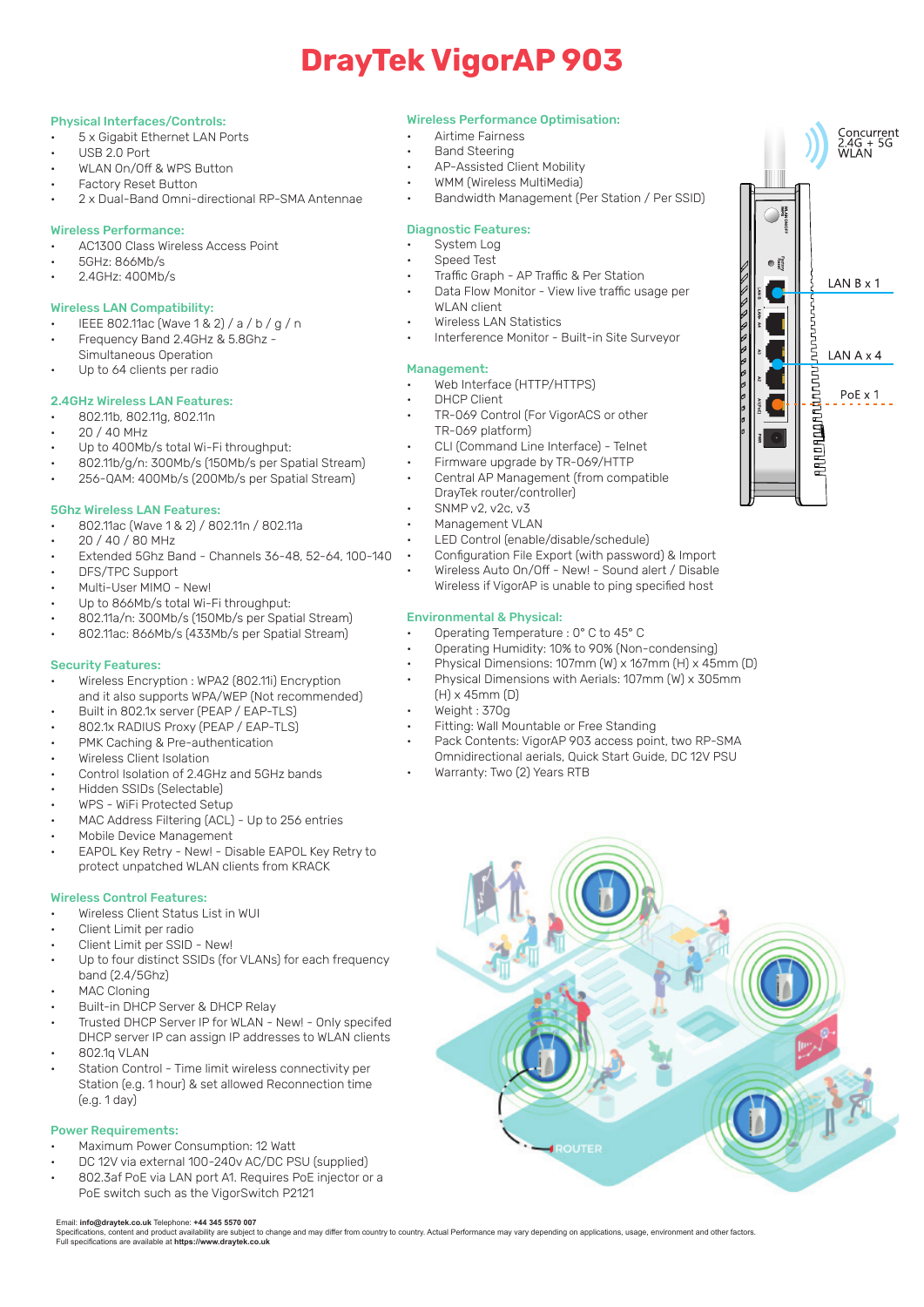# DrayTek VigorAP 903

### Physical Interfaces/Controls:

- 5 x Gigabit Ethernet LAN Ports
- USB 2.0 Port
- WLAN On/Off & WPS Button
- Factory Reset Button
- 2 x Dual-Band Omni-directional RP-SMA Antennae

### Wireless Performance:

- AC1300 Class Wireless Access Point
- 5GHz: 866Mb/s
- 2.4GHz: 400Mb/s

### Wireless LAN Compatibility:

- IEEE 802.11ac (Wave 1 & 2) / a / b / g / n
- Frequency Band 2.4GHz & 5.8GHz - Simultaneous Operation
- Up to 64 clients per radio

### 2.4GHz Wireless LAN Features:

- 802.11b, 802.11g, 802.11n
- 20 / 40 MHz
- Up to 400Mb/s total Wi-Fi throughput:
- 802.11b/g/n: 300Mb/s (150Mb/s per Spatial Stream)
- 256-QAM: 400Mb/s (200Mb/s per Spatial Stream)

### 5Ghz Wireless LAN Features:

- 802.11ac (Wave 1 & 2) / 802.11n / 802.11a
- 20 / 40 / 80 MHz
- Extended 5Ghz Band - Channels 36-48, 52-64, 100-140
- DFS/TPC Support
- Multi-User MIMO - New!
- Up to 866Mb/s total Wi-Fi throughput:
- 802.11a/n: 300Mb/s (150Mb/s per Spatial Stream)
- 802.11ac: 866Mb/s (433Mb/s per Spatial Stream)

### Security Features:

- Wireless Encryption : WPA2 (802.11i) Encryption and it also supports WPA/WEP (Not recommended)
- Built in 802.1x server (PEAP / EAP-TLS)
- 802.1x RADIUS Proxy (PEAP / EAP-TLS)
- PMK Caching & Pre-authentication
- Wireless Client Isolation
- Control Isolation of 2.4GHz and 5GHz bands
- Hidden SSIDs (Selectable)
- WPS - WiFi Protected Setup
- MAC Address Filtering (ACL) - Up to 256 entries
- Mobile Device Management
- EAPOL Key Retry - New! - Disable EAPOL Key Retry to protect unpatched WLAN clients from KRACK

### Wireless Control Features:

- Wireless Client Status List in WUI
- Client Limit per radio
- Client Limit per SSID - New!
- Up to four distinct SSIDs (for VLANs) for each frequency band (2.4/5Ghz)
- MAC Cloning
- Built-in DHCP Server & DHCP Relay
- Trusted DHCP Server IP for WLAN - New! - Only specifed DHCP server IP can assign IP addresses to WLAN clients
- 802.1q VLAN
- Station Control - Time limit wireless connectivity per Station (e.g. 1 hour) & set allowed Reconnection time (e.g. 1 day)

### Power Requirements:

- Maximum Power Consumption: 12 Watt
- DC 12V via external 100-240v AC/DC PSU (supplied)
- 802.3af PoE via LAN port A1. Requires PoE injector or a PoE switch such as the VigorSwitch P2121

### Wireless Performance Optimisation:

- Airtime Fairness
- Band Steering
- AP-Assisted Client Mobility
- WMM (Wireless MultiMedia)
- Bandwidth Management (Per Station / Per SSID)

### Diagnostic Features:

- System Log
- Speed Test
- Traffic Graph - AP Traffic & Per Station
- Data Flow Monitor - View live traffic usage per WLAN client
- Wireless LAN Statistics
- Interference Monitor - Built-in Site Surveyor

### Management:

- Web Interface (HTTP/HTTPS)
- DHCP Client
- TR-069 Control (For VigorACS or other TR-069 platform)
- CLI (Command Line Interface) - Telnet
- Firmware upgrade by TR-069/HTTP
- Central AP Management (from compatible DrayTek router/controller)
- SNMP v2, v2c, v3
- Management VLAN
- LED Control (enable/disable/schedule)
- Configuration File Export (with password) & Import
- Wireless Auto On/Off - New! - Sound alert / Disable Wireless if VigorAP is unable to ping specified host

### Environmental & Physical:

- Operating Temperature : 0° C to 45° C
- Operating Humidity: 10% to 90% (Non-condensing)
- Physical Dimensions: 107mm (W) x 167mm (H) x 45mm (D)
- Physical Dimensions with Aerials: 107mm (W) x 305mm (H) x 45mm (D)
- Weight : 370g
- Fitting: Wall Mountable or Free Standing
- Pack Contents: VigorAP 903 access point, two RP-SMA Omnidirectional aerials, Quick Start Guide, DC 12V PSU
- Warranty: Two (2) Years RTB

Concurrent 2.4G + 5G WLAN

LAN B x 1

LAN A x 4

PoE x 1

ROUTER

Email: **info@draytek.co.uk** Telephone: **+44 345 5570 007**
Specifications, content and product availability are subject to change and may differ from country to country. Actual Performance may vary depending on applications, usage, environment and other factors.
Full specifications are available at **https://www.draytek.co.uk**